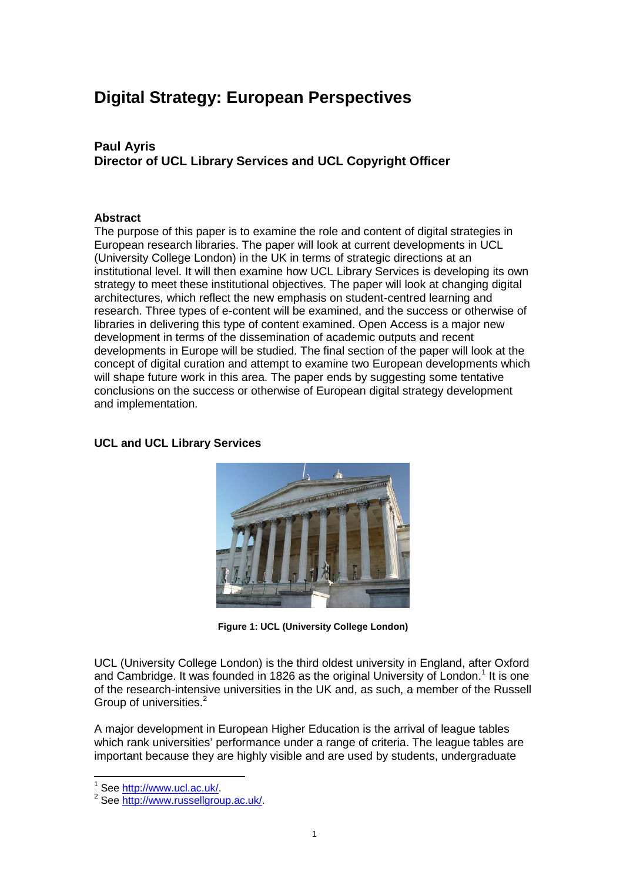# Digital Strategy: European Perspectives

**Paul Ayris**
**Director of UCL Library Services and UCL Copyright Officer**

**Abstract**

The purpose of this paper is to examine the role and content of digital strategies in European research libraries. The paper will look at current developments in UCL (University College London) in the UK in terms of strategic directions at an institutional level. It will then examine how UCL Library Services is developing its own strategy to meet these institutional objectives. The paper will look at changing digital architectures, which reflect the new emphasis on student-centred learning and research. Three types of e-content will be examined, and the success or otherwise of libraries in delivering this type of content examined. Open Access is a major new development in terms of the dissemination of academic outputs and recent developments in Europe will be studied. The final section of the paper will look at the concept of digital curation and attempt to examine two European developments which will shape future work in this area. The paper ends by suggesting some tentative conclusions on the success or otherwise of European digital strategy development and implementation.

## UCL and UCL Library Services

**Figure 1: UCL (University College London)**

UCL (University College London) is the third oldest university in England, after Oxford and Cambridge. It was founded in 1826 as the original University of London.[1] It is one of the research-intensive universities in the UK and, as such, a member of the Russell Group of universities.[2]

A major development in European Higher Education is the arrival of league tables which rank universities' performance under a range of criteria. The league tables are important because they are highly visible and are used by students, undergraduate

[1] See http://www.ucl.ac.uk/.
[2] See http://www.russellgroup.ac.uk/.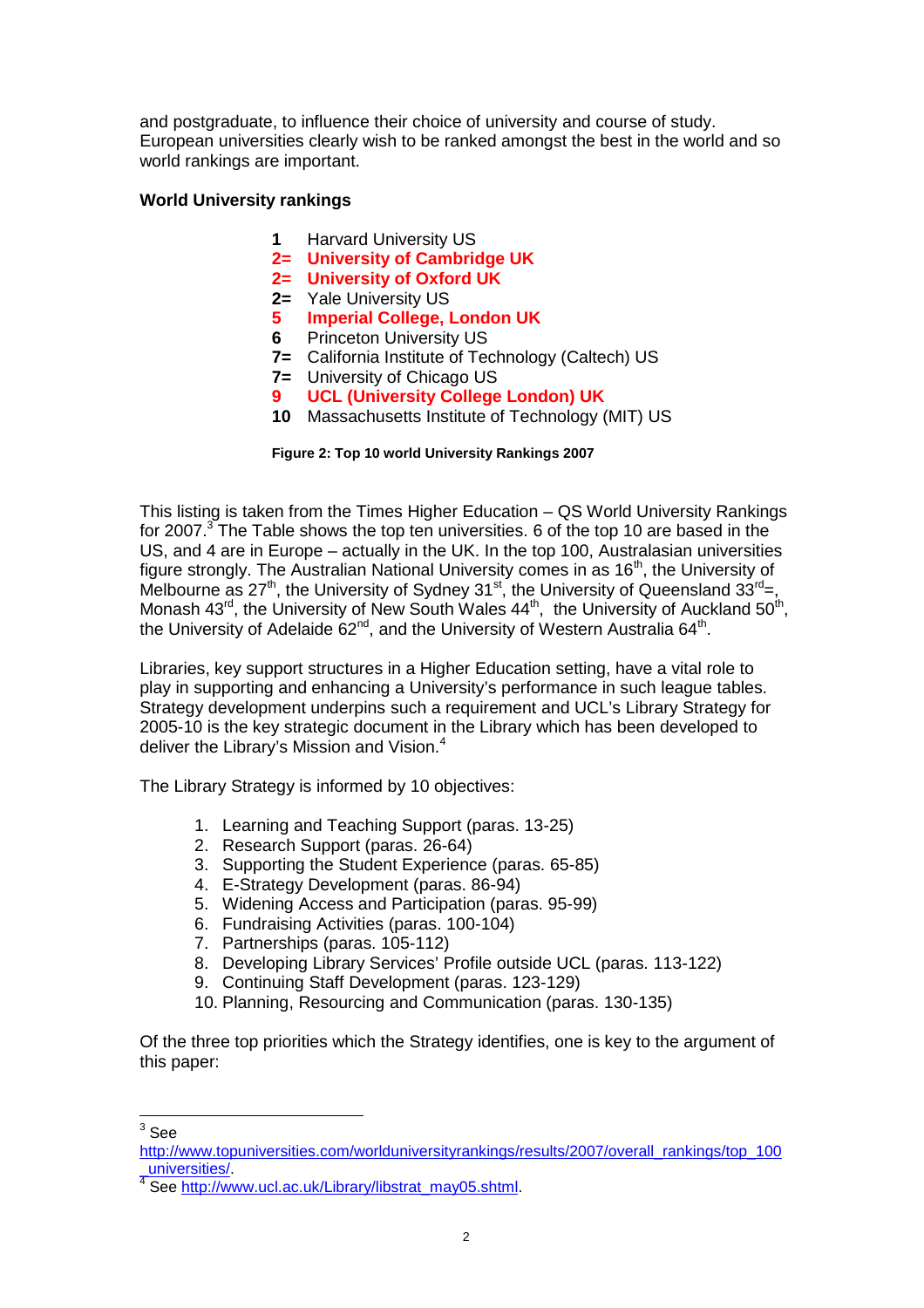and postgraduate, to influence their choice of university and course of study. European universities clearly wish to be ranked amongst the best in the world and so world rankings are important.

**World University rankings**

**1** Harvard University US
**2= University of Cambridge UK**
**2= University of Oxford UK**
**2=** Yale University US
**5 Imperial College, London UK**
**6** Princeton University US
**7=** California Institute of Technology (Caltech) US
**7=** University of Chicago US
**9 UCL (University College London) UK**
**10** Massachusetts Institute of Technology (MIT) US

**Figure 2: Top 10 world University Rankings 2007**

This listing is taken from the Times Higher Education – QS World University Rankings for 2007.[3] The Table shows the top ten universities. 6 of the top 10 are based in the US, and 4 are in Europe – actually in the UK. In the top 100, Australasian universities figure strongly. The Australian National University comes in as 16th, the University of Melbourne as 27th, the University of Sydney 31st, the University of Queensland 33rd=, Monash 43rd, the University of New South Wales 44th, the University of Auckland 50th, the University of Adelaide 62nd, and the University of Western Australia 64th.

Libraries, key support structures in a Higher Education setting, have a vital role to play in supporting and enhancing a University's performance in such league tables. Strategy development underpins such a requirement and UCL's Library Strategy for 2005-10 is the key strategic document in the Library which has been developed to deliver the Library's Mission and Vision.[4]

The Library Strategy is informed by 10 objectives:

1. Learning and Teaching Support (paras. 13-25)
2. Research Support (paras. 26-64)
3. Supporting the Student Experience (paras. 65-85)
4. E-Strategy Development (paras. 86-94)
5. Widening Access and Participation (paras. 95-99)
6. Fundraising Activities (paras. 100-104)
7. Partnerships (paras. 105-112)
8. Developing Library Services' Profile outside UCL (paras. 113-122)
9. Continuing Staff Development (paras. 123-129)
10. Planning, Resourcing and Communication (paras. 130-135)

Of the three top priorities which the Strategy identifies, one is key to the argument of this paper:

---

[3] See http://www.topuniversities.com/worlduniversityrankings/results/2007/overall_rankings/top_100_universities/.

[4] See http://www.ucl.ac.uk/Library/libstrat_may05.shtml.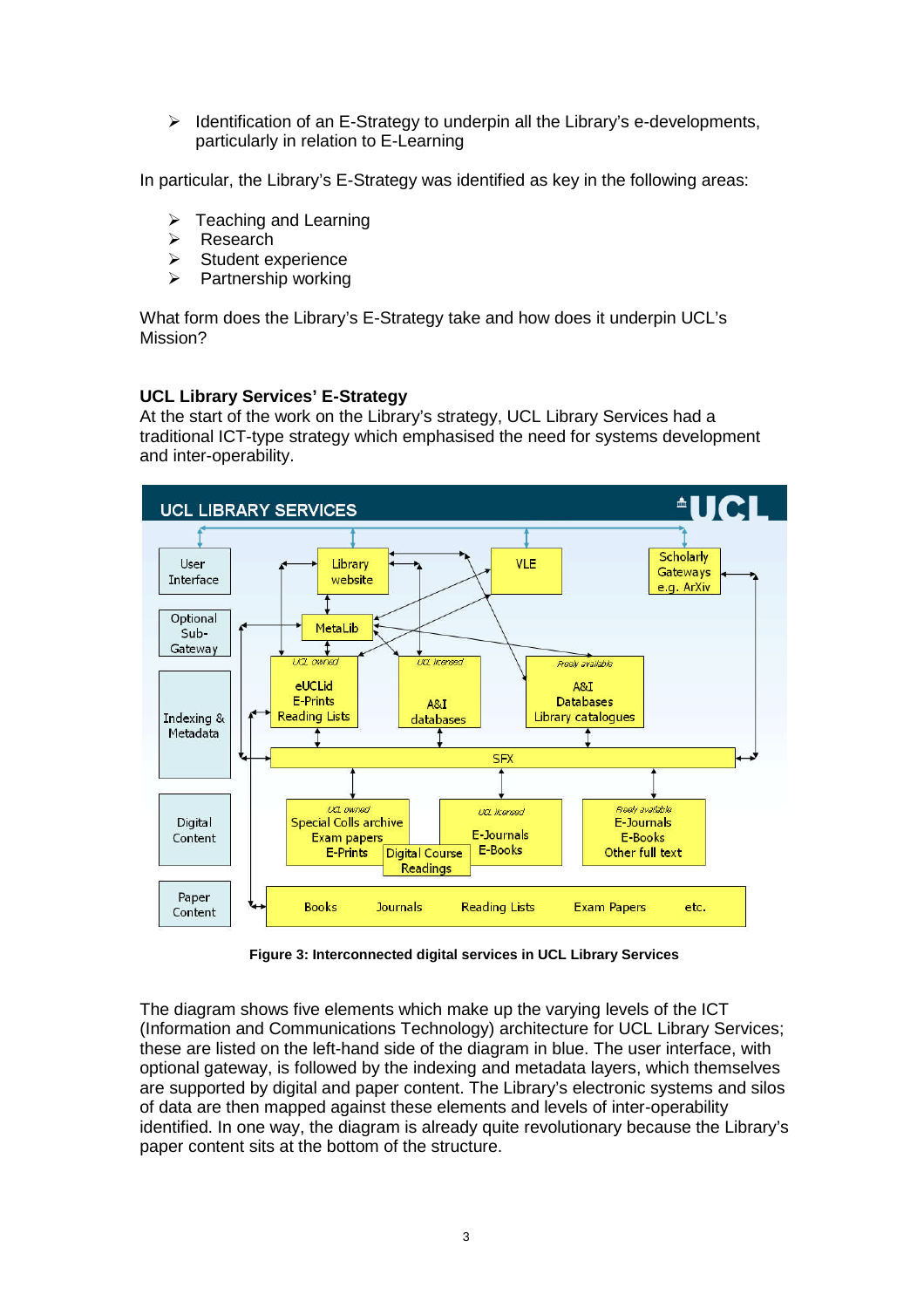- Identification of an E-Strategy to underpin all the Library's e-developments, particularly in relation to E-Learning

In particular, the Library's E-Strategy was identified as key in the following areas:

- Teaching and Learning
- Research
- Student experience
- Partnership working

What form does the Library's E-Strategy take and how does it underpin UCL's Mission?

**UCL Library Services' E-Strategy**

At the start of the work on the Library's strategy, UCL Library Services had a traditional ICT-type strategy which emphasised the need for systems development and inter-operability.

**Figure 3: Interconnected digital services in UCL Library Services**

The diagram shows five elements which make up the varying levels of the ICT (Information and Communications Technology) architecture for UCL Library Services; these are listed on the left-hand side of the diagram in blue. The user interface, with optional gateway, is followed by the indexing and metadata layers, which themselves are supported by digital and paper content. The Library's electronic systems and silos of data are then mapped against these elements and levels of inter-operability identified. In one way, the diagram is already quite revolutionary because the Library's paper content sits at the bottom of the structure.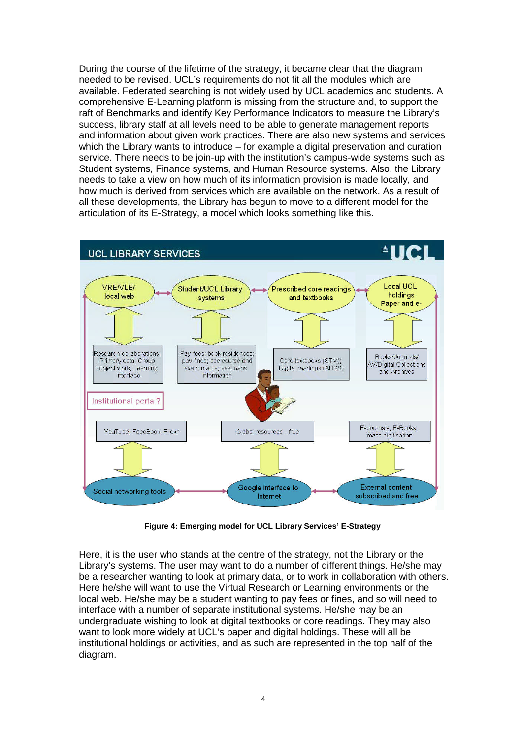During the course of the lifetime of the strategy, it became clear that the diagram needed to be revised. UCL's requirements do not fit all the modules which are available. Federated searching is not widely used by UCL academics and students. A comprehensive E-Learning platform is missing from the structure and, to support the raft of Benchmarks and identify Key Performance Indicators to measure the Library's success, library staff at all levels need to be able to generate management reports and information about given work practices. There are also new systems and services which the Library wants to introduce – for example a digital preservation and curation service. There needs to be join-up with the institution's campus-wide systems such as Student systems, Finance systems, and Human Resource systems. Also, the Library needs to take a view on how much of its information provision is made locally, and how much is derived from services which are available on the network. As a result of all these developments, the Library has begun to move to a different model for the articulation of its E-Strategy, a model which looks something like this.

**Figure 4: Emerging model for UCL Library Services' E-Strategy**

Here, it is the user who stands at the centre of the strategy, not the Library or the Library's systems. The user may want to do a number of different things. He/she may be a researcher wanting to look at primary data, or to work in collaboration with others. Here he/she will want to use the Virtual Research or Learning environments or the local web. He/she may be a student wanting to pay fees or fines, and so will need to interface with a number of separate institutional systems. He/she may be an undergraduate wishing to look at digital textbooks or core readings. They may also want to look more widely at UCL's paper and digital holdings. These will all be institutional holdings or activities, and as such are represented in the top half of the diagram.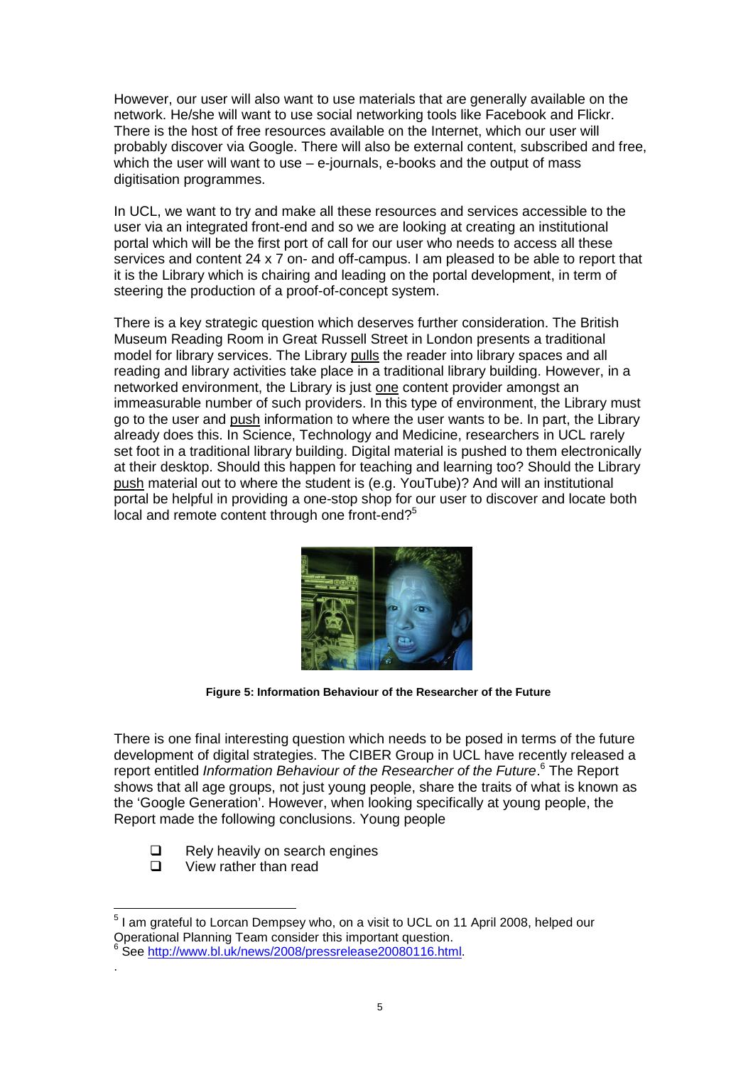However, our user will also want to use materials that are generally available on the network. He/she will want to use social networking tools like Facebook and Flickr. There is the host of free resources available on the Internet, which our user will probably discover via Google. There will also be external content, subscribed and free, which the user will want to use – e-journals, e-books and the output of mass digitisation programmes.

In UCL, we want to try and make all these resources and services accessible to the user via an integrated front-end and so we are looking at creating an institutional portal which will be the first port of call for our user who needs to access all these services and content 24 x 7 on- and off-campus. I am pleased to be able to report that it is the Library which is chairing and leading on the portal development, in term of steering the production of a proof-of-concept system.

There is a key strategic question which deserves further consideration. The British Museum Reading Room in Great Russell Street in London presents a traditional model for library services. The Library pulls the reader into library spaces and all reading and library activities take place in a traditional library building. However, in a networked environment, the Library is just one content provider amongst an immeasurable number of such providers. In this type of environment, the Library must go to the user and push information to where the user wants to be. In part, the Library already does this. In Science, Technology and Medicine, researchers in UCL rarely set foot in a traditional library building. Digital material is pushed to them electronically at their desktop. Should this happen for teaching and learning too? Should the Library push material out to where the student is (e.g. YouTube)? And will an institutional portal be helpful in providing a one-stop shop for our user to discover and locate both local and remote content through one front-end?[5]

**Figure 5: Information Behaviour of the Researcher of the Future**

There is one final interesting question which needs to be posed in terms of the future development of digital strategies. The CIBER Group in UCL have recently released a report entitled *Information Behaviour of the Researcher of the Future*.[6] The Report shows that all age groups, not just young people, share the traits of what is known as the 'Google Generation'. However, when looking specifically at young people, the Report made the following conclusions. Young people

- Rely heavily on search engines
- View rather than read

[5] I am grateful to Lorcan Dempsey who, on a visit to UCL on 11 April 2008, helped our Operational Planning Team consider this important question.

[6] See http://www.bl.uk/news/2008/pressrelease20080116.html.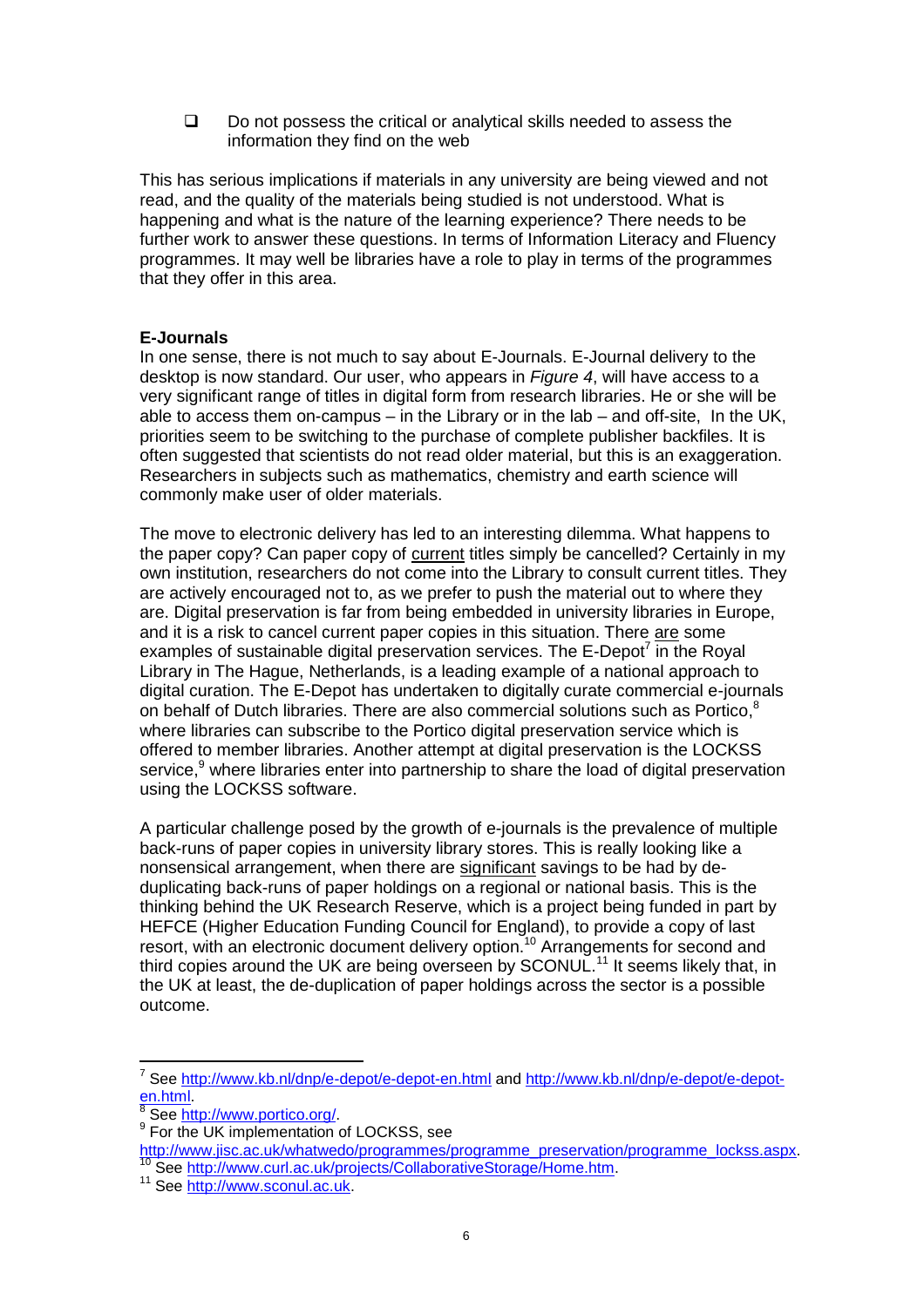- Do not possess the critical or analytical skills needed to assess the information they find on the web

This has serious implications if materials in any university are being viewed and not read, and the quality of the materials being studied is not understood. What is happening and what is the nature of the learning experience? There needs to be further work to answer these questions. In terms of Information Literacy and Fluency programmes. It may well be libraries have a role to play in terms of the programmes that they offer in this area.

**E-Journals**

In one sense, there is not much to say about E-Journals. E-Journal delivery to the desktop is now standard. Our user, who appears in *Figure 4*, will have access to a very significant range of titles in digital form from research libraries. He or she will be able to access them on-campus – in the Library or in the lab – and off-site, In the UK, priorities seem to be switching to the purchase of complete publisher backfiles. It is often suggested that scientists do not read older material, but this is an exaggeration. Researchers in subjects such as mathematics, chemistry and earth science will commonly make user of older materials.

The move to electronic delivery has led to an interesting dilemma. What happens to the paper copy? Can paper copy of <u>current</u> titles simply be cancelled? Certainly in my own institution, researchers do not come into the Library to consult current titles. They are actively encouraged not to, as we prefer to push the material out to where they are. Digital preservation is far from being embedded in university libraries in Europe, and it is a risk to cancel current paper copies in this situation. There <u>are</u> some examples of sustainable digital preservation services. The E-Depot[7] in the Royal Library in The Hague, Netherlands, is a leading example of a national approach to digital curation. The E-Depot has undertaken to digitally curate commercial e-journals on behalf of Dutch libraries. There are also commercial solutions such as Portico,[8] where libraries can subscribe to the Portico digital preservation service which is offered to member libraries. Another attempt at digital preservation is the LOCKSS service,[9] where libraries enter into partnership to share the load of digital preservation using the LOCKSS software.

A particular challenge posed by the growth of e-journals is the prevalence of multiple back-runs of paper copies in university library stores. This is really looking like a nonsensical arrangement, when there are <u>significant</u> savings to be had by de-duplicating back-runs of paper holdings on a regional or national basis. This is the thinking behind the UK Research Reserve, which is a project being funded in part by HEFCE (Higher Education Funding Council for England), to provide a copy of last resort, with an electronic document delivery option.[10] Arrangements for second and third copies around the UK are being overseen by SCONUL.[11] It seems likely that, in the UK at least, the de-duplication of paper holdings across the sector is a possible outcome.

---

[7] See http://www.kb.nl/dnp/e-depot/e-depot-en.html and http://www.kb.nl/dnp/e-depot/e-depot-en.html.

[8] See http://www.portico.org/.

[9] For the UK implementation of LOCKSS, see http://www.jisc.ac.uk/whatwedo/programmes/programme_preservation/programme_lockss.aspx.

[10] See http://www.curl.ac.uk/projects/CollaborativeStorage/Home.htm.

[11] See http://www.sconul.ac.uk.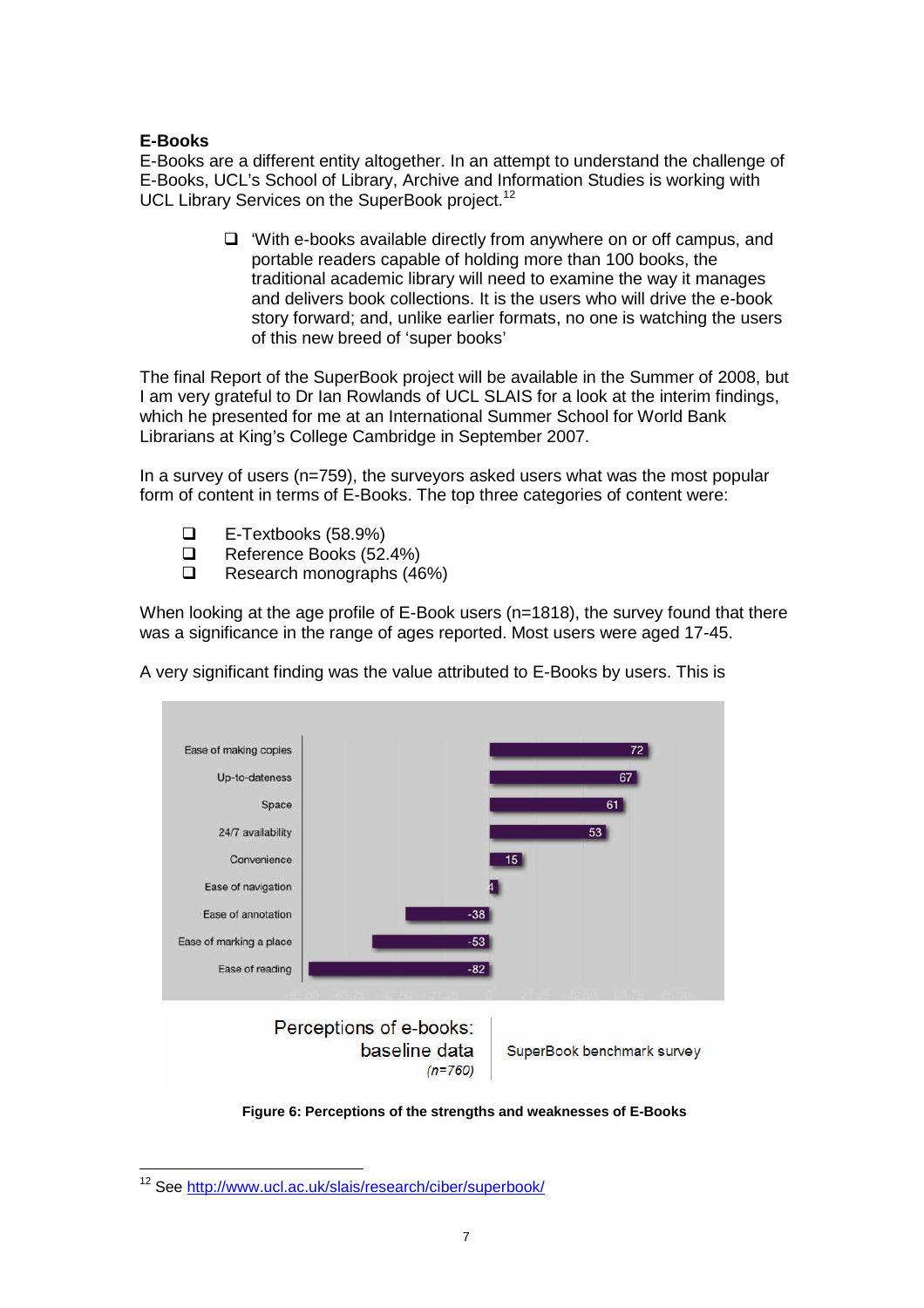## E-Books

E-Books are a different entity altogether. In an attempt to understand the challenge of E-Books, UCL's School of Library, Archive and Information Studies is working with UCL Library Services on the SuperBook project.[12]

> - 'With e-books available directly from anywhere on or off campus, and portable readers capable of holding more than 100 books, the traditional academic library will need to examine the way it manages and delivers book collections. It is the users who will drive the e-book story forward; and, unlike earlier formats, no one is watching the users of this new breed of 'super books'

The final Report of the SuperBook project will be available in the Summer of 2008, but I am very grateful to Dr Ian Rowlands of UCL SLAIS for a look at the interim findings, which he presented for me at an International Summer School for World Bank Librarians at King's College Cambridge in September 2007.

In a survey of users (n=759), the surveyors asked users what was the most popular form of content in terms of E-Books. The top three categories of content were:

- E-Textbooks (58.9%)
- Reference Books (52.4%)
- Research monographs (46%)

When looking at the age profile of E-Book users (n=1818), the survey found that there was a significance in the range of ages reported. Most users were aged 17-45.

A very significant finding was the value attributed to E-Books by users. This is

| Perceptions of e-books: baseline data (n=760) | SuperBook benchmark survey |
| --- | --- |
| Ease of making copies | 72 |
| Up-to-dateness | 67 |
| Space | 61 |
| 24/7 availability | 53 |
| Convenience | 15 |
| Ease of navigation | 4 |
| Ease of annotation | -38 |
| Ease of marking a place | -53 |
| Ease of reading | -82 |

**Figure 6: Perceptions of the strengths and weaknesses of E-Books**

---

[12] See http://www.ucl.ac.uk/slais/research/ciber/superbook/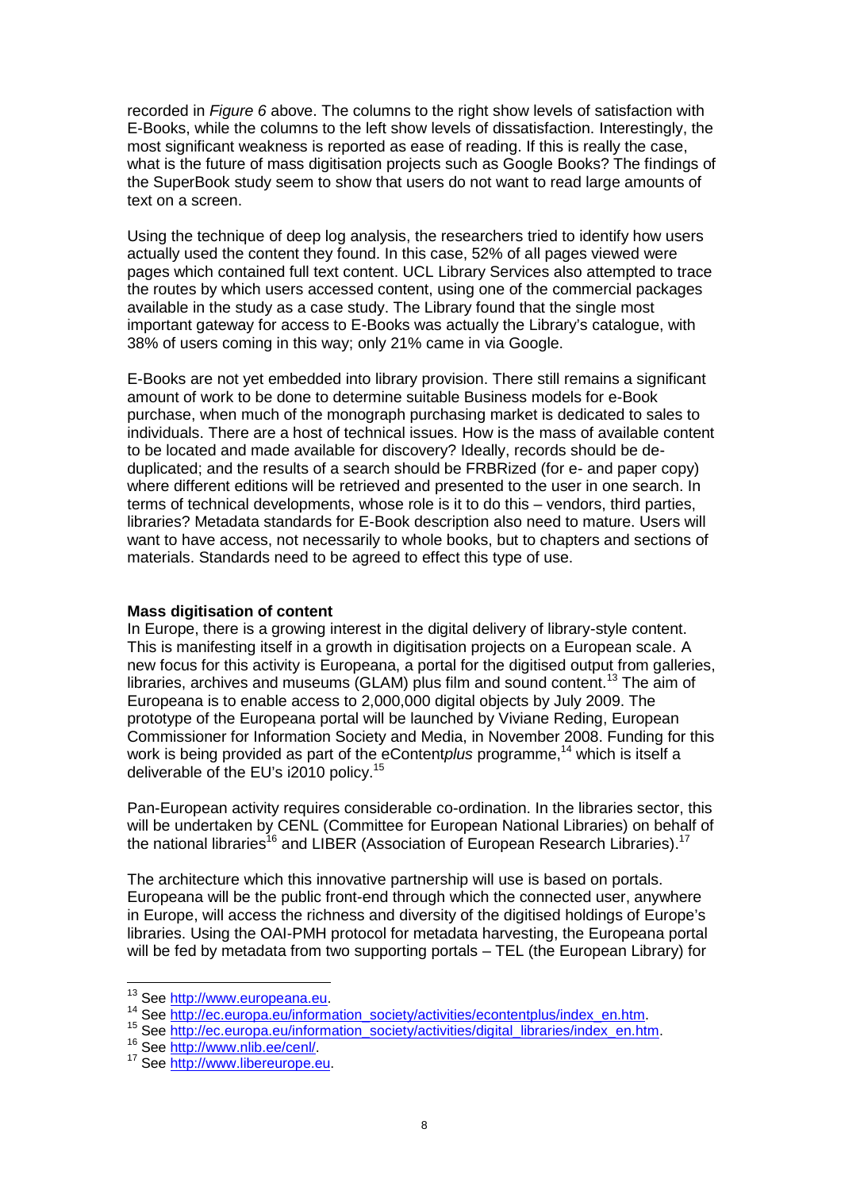recorded in *Figure 6* above. The columns to the right show levels of satisfaction with E-Books, while the columns to the left show levels of dissatisfaction. Interestingly, the most significant weakness is reported as ease of reading. If this is really the case, what is the future of mass digitisation projects such as Google Books? The findings of the SuperBook study seem to show that users do not want to read large amounts of text on a screen.

Using the technique of deep log analysis, the researchers tried to identify how users actually used the content they found. In this case, 52% of all pages viewed were pages which contained full text content. UCL Library Services also attempted to trace the routes by which users accessed content, using one of the commercial packages available in the study as a case study. The Library found that the single most important gateway for access to E-Books was actually the Library's catalogue, with 38% of users coming in this way; only 21% came in via Google.

E-Books are not yet embedded into library provision. There still remains a significant amount of work to be done to determine suitable Business models for e-Book purchase, when much of the monograph purchasing market is dedicated to sales to individuals. There are a host of technical issues. How is the mass of available content to be located and made available for discovery? Ideally, records should be de-duplicated; and the results of a search should be FRBRized (for e- and paper copy) where different editions will be retrieved and presented to the user in one search. In terms of technical developments, whose role is it to do this – vendors, third parties, libraries? Metadata standards for E-Book description also need to mature. Users will want to have access, not necessarily to whole books, but to chapters and sections of materials. Standards need to be agreed to effect this type of use.

**Mass digitisation of content**

In Europe, there is a growing interest in the digital delivery of library-style content. This is manifesting itself in a growth in digitisation projects on a European scale. A new focus for this activity is Europeana, a portal for the digitised output from galleries, libraries, archives and museums (GLAM) plus film and sound content.[13] The aim of Europeana is to enable access to 2,000,000 digital objects by July 2009. The prototype of the Europeana portal will be launched by Viviane Reding, European Commissioner for Information Society and Media, in November 2008. Funding for this work is being provided as part of the eContent*plus* programme,[14] which is itself a deliverable of the EU's i2010 policy.[15]

Pan-European activity requires considerable co-ordination. In the libraries sector, this will be undertaken by CENL (Committee for European National Libraries) on behalf of the national libraries[16] and LIBER (Association of European Research Libraries).[17]

The architecture which this innovative partnership will use is based on portals. Europeana will be the public front-end through which the connected user, anywhere in Europe, will access the richness and diversity of the digitised holdings of Europe's libraries. Using the OAI-PMH protocol for metadata harvesting, the Europeana portal will be fed by metadata from two supporting portals – TEL (the European Library) for

---

[13] See http://www.europeana.eu.

[14] See http://ec.europa.eu/information_society/activities/econtentplus/index_en.htm.

[15] See http://ec.europa.eu/information_society/activities/digital_libraries/index_en.htm.

[16] See http://www.nlib.ee/cenl/.

[17] See http://www.libereurope.eu.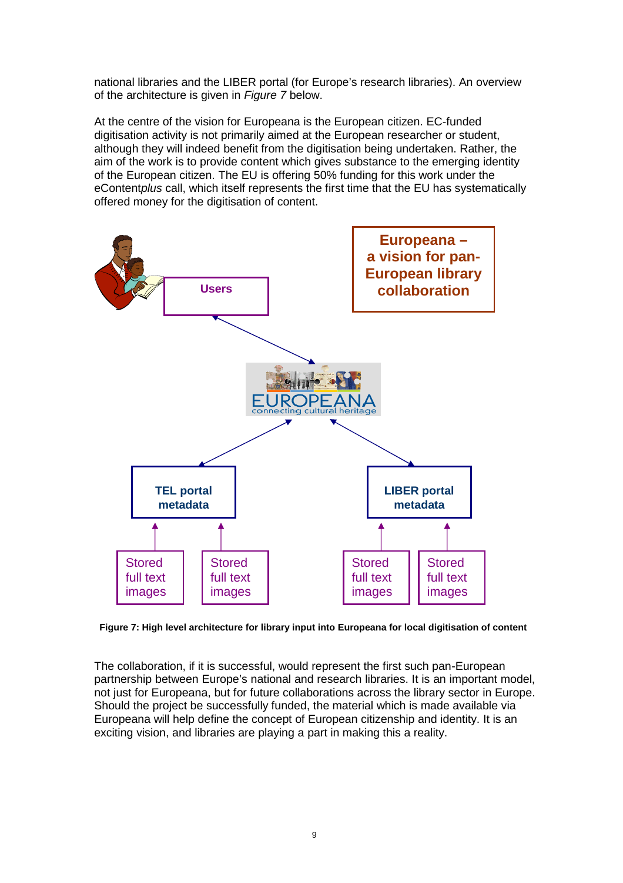national libraries and the LIBER portal (for Europe's research libraries). An overview of the architecture is given in *Figure 7* below.

At the centre of the vision for Europeana is the European citizen. EC-funded digitisation activity is not primarily aimed at the European researcher or student, although they will indeed benefit from the digitisation being undertaken. Rather, the aim of the work is to provide content which gives substance to the emerging identity of the European citizen. The EU is offering 50% funding for this work under the eContent*plus* call, which itself represents the first time that the EU has systematically offered money for the digitisation of content.

Europeana – a vision for pan-European library collaboration

Users

EUROPEANA connecting cultural heritage

TEL portal metadata

LIBER portal metadata

Stored full text images

Stored full text images

Stored full text images

Stored full text images

**Figure 7: High level architecture for library input into Europeana for local digitisation of content**

The collaboration, if it is successful, would represent the first such pan-European partnership between Europe's national and research libraries. It is an important model, not just for Europeana, but for future collaborations across the library sector in Europe. Should the project be successfully funded, the material which is made available via Europeana will help define the concept of European citizenship and identity. It is an exciting vision, and libraries are playing a part in making this a reality.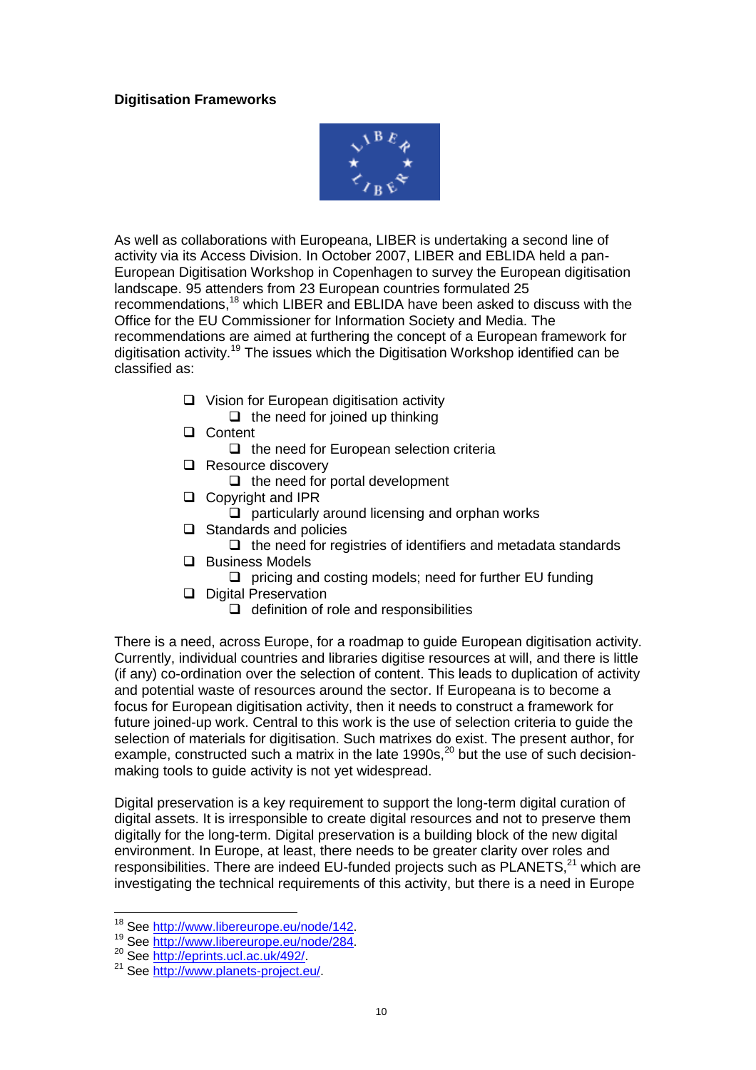**Digitisation Frameworks**

As well as collaborations with Europeana, LIBER is undertaking a second line of activity via its Access Division. In October 2007, LIBER and EBLIDA held a pan-European Digitisation Workshop in Copenhagen to survey the European digitisation landscape. 95 attenders from 23 European countries formulated 25 recommendations,[18] which LIBER and EBLIDA have been asked to discuss with the Office for the EU Commissioner for Information Society and Media. The recommendations are aimed at furthering the concept of a European framework for digitisation activity.[19] The issues which the Digitisation Workshop identified can be classified as:

- Vision for European digitisation activity
  - the need for joined up thinking
- Content
  - the need for European selection criteria
- Resource discovery
  - the need for portal development
- Copyright and IPR
  - particularly around licensing and orphan works
- Standards and policies
  - the need for registries of identifiers and metadata standards
- Business Models
  - pricing and costing models; need for further EU funding
- Digital Preservation
  - definition of role and responsibilities

There is a need, across Europe, for a roadmap to guide European digitisation activity. Currently, individual countries and libraries digitise resources at will, and there is little (if any) co-ordination over the selection of content. This leads to duplication of activity and potential waste of resources around the sector. If Europeana is to become a focus for European digitisation activity, then it needs to construct a framework for future joined-up work. Central to this work is the use of selection criteria to guide the selection of materials for digitisation. Such matrixes do exist. The present author, for example, constructed such a matrix in the late 1990s,[20] but the use of such decision-making tools to guide activity is not yet widespread.

Digital preservation is a key requirement to support the long-term digital curation of digital assets. It is irresponsible to create digital resources and not to preserve them digitally for the long-term. Digital preservation is a building block of the new digital environment. In Europe, at least, there needs to be greater clarity over roles and responsibilities. There are indeed EU-funded projects such as PLANETS,[21] which are investigating the technical requirements of this activity, but there is a need in Europe

[18] See http://www.libereurope.eu/node/142.
[19] See http://www.libereurope.eu/node/284.
[20] See http://eprints.ucl.ac.uk/492/.
[21] See http://www.planets-project.eu/.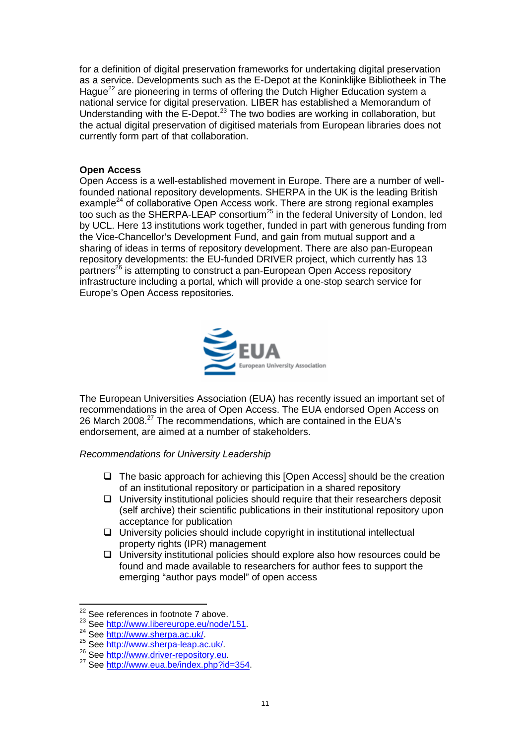for a definition of digital preservation frameworks for undertaking digital preservation as a service. Developments such as the E-Depot at the Koninklijke Bibliotheek in The Hague[22] are pioneering in terms of offering the Dutch Higher Education system a national service for digital preservation. LIBER has established a Memorandum of Understanding with the E-Depot.[23] The two bodies are working in collaboration, but the actual digital preservation of digitised materials from European libraries does not currently form part of that collaboration.

**Open Access**

Open Access is a well-established movement in Europe. There are a number of well-founded national repository developments. SHERPA in the UK is the leading British example[24] of collaborative Open Access work. There are strong regional examples too such as the SHERPA-LEAP consortium[25] in the federal University of London, led by UCL. Here 13 institutions work together, funded in part with generous funding from the Vice-Chancellor's Development Fund, and gain from mutual support and a sharing of ideas in terms of repository development. There are also pan-European repository developments: the EU-funded DRIVER project, which currently has 13 partners[26] is attempting to construct a pan-European Open Access repository infrastructure including a portal, which will provide a one-stop search service for Europe's Open Access repositories.

The European Universities Association (EUA) has recently issued an important set of recommendations in the area of Open Access. The EUA endorsed Open Access on 26 March 2008.[27] The recommendations, which are contained in the EUA's endorsement, are aimed at a number of stakeholders.

*Recommendations for University Leadership*

- The basic approach for achieving this [Open Access] should be the creation of an institutional repository or participation in a shared repository
- University institutional policies should require that their researchers deposit (self archive) their scientific publications in their institutional repository upon acceptance for publication
- University policies should include copyright in institutional intellectual property rights (IPR) management
- University institutional policies should explore also how resources could be found and made available to researchers for author fees to support the emerging "author pays model" of open access

---

[22] See references in footnote 7 above.
[23] See http://www.libereurope.eu/node/151.
[24] See http://www.sherpa.ac.uk/.
[25] See http://www.sherpa-leap.ac.uk/.
[26] See http://www.driver-repository.eu.
[27] See http://www.eua.be/index.php?id=354.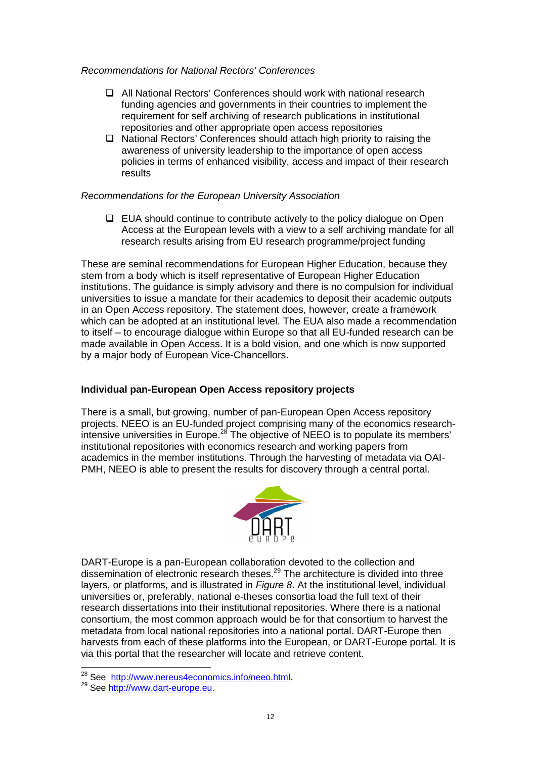*Recommendations for National Rectors' Conferences*

- All National Rectors' Conferences should work with national research funding agencies and governments in their countries to implement the requirement for self archiving of research publications in institutional repositories and other appropriate open access repositories
- National Rectors' Conferences should attach high priority to raising the awareness of university leadership to the importance of open access policies in terms of enhanced visibility, access and impact of their research results

*Recommendations for the European University Association*

- EUA should continue to contribute actively to the policy dialogue on Open Access at the European levels with a view to a self archiving mandate for all research results arising from EU research programme/project funding

These are seminal recommendations for European Higher Education, because they stem from a body which is itself representative of European Higher Education institutions. The guidance is simply advisory and there is no compulsion for individual universities to issue a mandate for their academics to deposit their academic outputs in an Open Access repository. The statement does, however, create a framework which can be adopted at an institutional level. The EUA also made a recommendation to itself – to encourage dialogue within Europe so that all EU-funded research can be made available in Open Access. It is a bold vision, and one which is now supported by a major body of European Vice-Chancellors.

**Individual pan-European Open Access repository projects**

There is a small, but growing, number of pan-European Open Access repository projects. NEEO is an EU-funded project comprising many of the economics research-intensive universities in Europe.[28] The objective of NEEO is to populate its members' institutional repositories with economics research and working papers from academics in the member institutions. Through the harvesting of metadata via OAI-PMH, NEEO is able to present the results for discovery through a central portal.

DART-Europe is a pan-European collaboration devoted to the collection and dissemination of electronic research theses.[29] The architecture is divided into three layers, or platforms, and is illustrated in *Figure 8*. At the institutional level, individual universities or, preferably, national e-theses consortia load the full text of their research dissertations into their institutional repositories. Where there is a national consortium, the most common approach would be for that consortium to harvest the metadata from local national repositories into a national portal. DART-Europe then harvests from each of these platforms into the European, or DART-Europe portal. It is via this portal that the researcher will locate and retrieve content.

---

[28] See http://www.nereus4economics.info/neeo.html.

[29] See http://www.dart-europe.eu.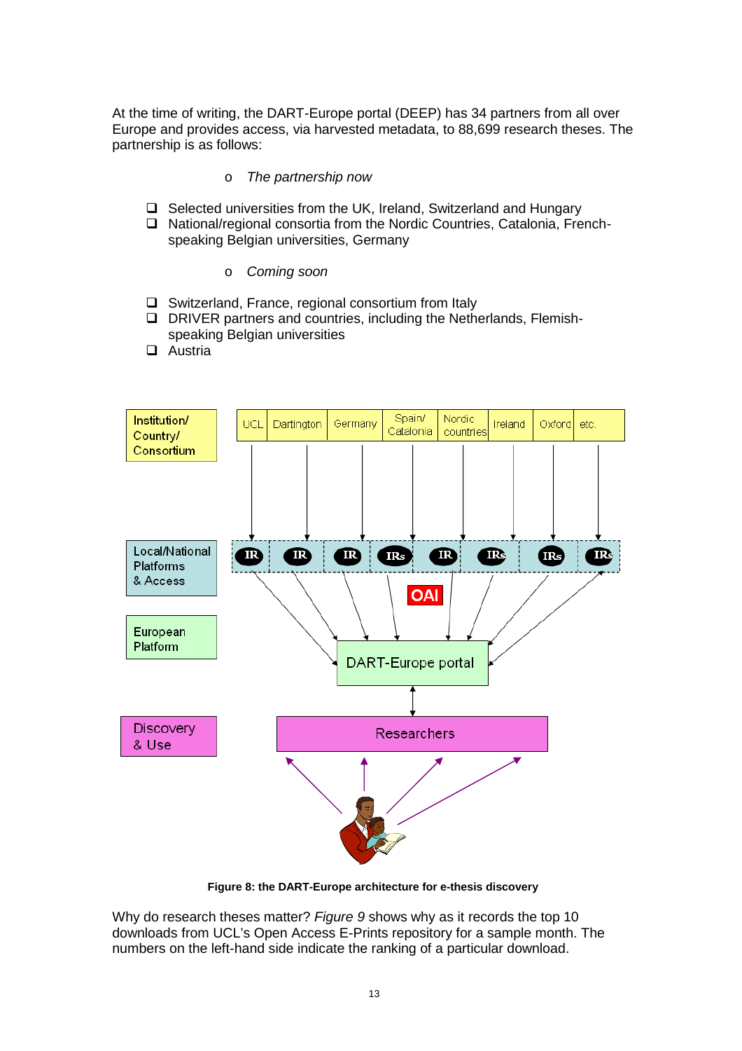At the time of writing, the DART-Europe portal (DEEP) has 34 partners from all over Europe and provides access, via harvested metadata, to 88,699 research theses. The partnership is as follows:

- *The partnership now*

- Selected universities from the UK, Ireland, Switzerland and Hungary
- National/regional consortia from the Nordic Countries, Catalonia, French-speaking Belgian universities, Germany

- *Coming soon*

- Switzerland, France, regional consortium from Italy
- DRIVER partners and countries, including the Netherlands, Flemish-speaking Belgian universities
- Austria

**Figure 8: the DART-Europe architecture for e-thesis discovery**

Why do research theses matter? *Figure 9* shows why as it records the top 10 downloads from UCL's Open Access E-Prints repository for a sample month. The numbers on the left-hand side indicate the ranking of a particular download.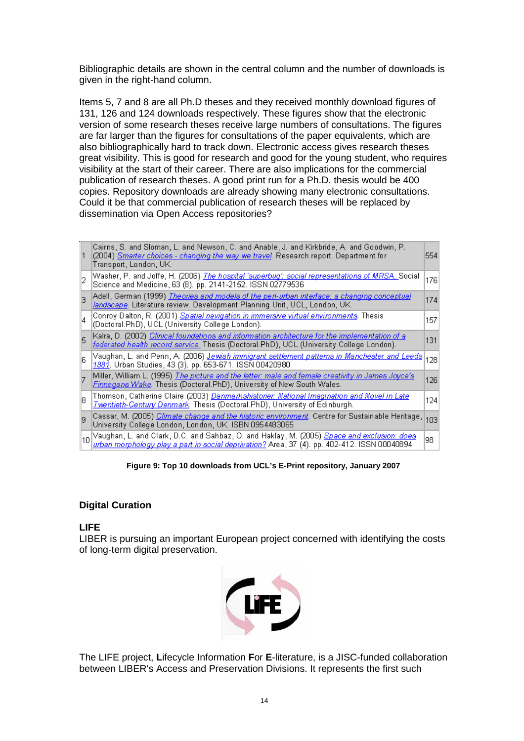Bibliographic details are shown in the central column and the number of downloads is given in the right-hand column.

Items 5, 7 and 8 are all Ph.D theses and they received monthly download figures of 131, 126 and 124 downloads respectively. These figures show that the electronic version of some research theses receive large numbers of consultations. The figures are far larger than the figures for consultations of the paper equivalents, which are also bibliographically hard to track down. Electronic access gives research theses great visibility. This is good for research and good for the young student, who requires visibility at the start of their career. There are also implications for the commercial publication of research theses. A good print run for a Ph.D. thesis would be 400 copies. Repository downloads are already showing many electronic consultations. Could it be that commercial publication of research theses will be replaced by dissemination via Open Access repositories?

| | | |
|---|---|---|
| 1 | Cairns, S. and Sloman, L. and Newson, C. and Anable, J. and Kirkbride, A. and Goodwin, P. (2004) Smarter choices - changing the way we travel. Research report. Department for Transport, London, UK. | 554 |
| 2 | Washer, P. and Joffe, H. (2006) The hospital 'superbug': social representations of MRSA. Social Science and Medicine, 63 (8). pp. 2141-2152. ISSN 02779536 | 176 |
| 3 | Adell, German (1999) Theories and models of the peri-urban interface: a changing conceptual landscape. Literature review. Development Planning Unit, UCL, London, UK. | 174 |
| 4 | Conroy Dalton, R. (2001) Spatial navigation in immersive virtual environments. Thesis (Doctoral.PhD), UCL (University College London). | 157 |
| 5 | Kalra, D. (2002) Clinical foundations and information architecture for the implementation of a federated health record service. Thesis (Doctoral.PhD), UCL (University College London). | 131 |
| 6 | Vaughan, L. and Penn, A. (2006) Jewish immigrant settlement patterns in Manchester and Leeds 1881. Urban Studies, 43 (3). pp. 653-671. ISSN 00420980 | 128 |
| 7 | Miller, William L. (1995) The picture and the letter: male and female creativity in James Joyce's Finnegans Wake. Thesis (Doctoral.PhD), University of New South Wales. | 126 |
| 8 | Thomson, Catherine Claire (2003) Danmarkshistorier: National Imagination and Novel in Late Twentieth-Century Denmark. Thesis (Doctoral.PhD), University of Edinburgh. | 124 |
| 9 | Cassar, M. (2005) Climate change and the historic environment. Centre for Sustainable Heritage, University College London, London, UK. ISBN 0954483065 | 103 |
| 10 | Vaughan, L. and Clark, D.C. and Sahbaz, O. and Haklay, M. (2005) Space and exclusion: does urban morphology play a part in social deprivation? Area, 37 (4). pp. 402-412. ISSN 00040894 | 98 |

**Figure 9: Top 10 downloads from UCL's E-Print repository, January 2007**

## Digital Curation

### LIFE

LIBER is pursuing an important European project concerned with identifying the costs of long-term digital preservation.

The LIFE project, **L**ifecycle **I**nformation **F**or **E**-literature, is a JISC-funded collaboration between LIBER's Access and Preservation Divisions. It represents the first such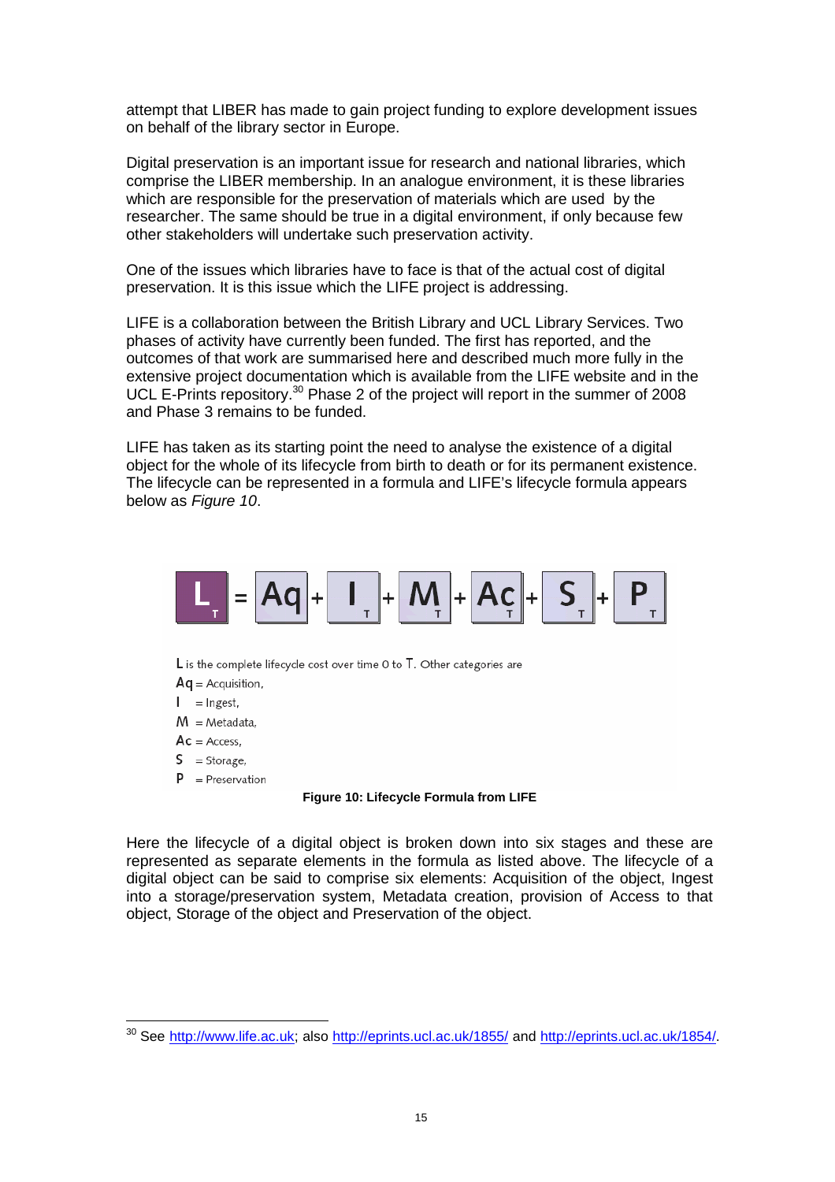attempt that LIBER has made to gain project funding to explore development issues on behalf of the library sector in Europe.

Digital preservation is an important issue for research and national libraries, which comprise the LIBER membership. In an analogue environment, it is these libraries which are responsible for the preservation of materials which are used by the researcher. The same should be true in a digital environment, if only because few other stakeholders will undertake such preservation activity.

One of the issues which libraries have to face is that of the actual cost of digital preservation. It is this issue which the LIFE project is addressing.

LIFE is a collaboration between the British Library and UCL Library Services. Two phases of activity have currently been funded. The first has reported, and the outcomes of that work are summarised here and described much more fully in the extensive project documentation which is available from the LIFE website and in the UCL E-Prints repository.[30] Phase 2 of the project will report in the summer of 2008 and Phase 3 remains to be funded.

LIFE has taken as its starting point the need to analyse the existence of a digital object for the whole of its lifecycle from birth to death or for its permanent existence. The lifecycle can be represented in a formula and LIFE's lifecycle formula appears below as *Figure 10*.

$$L_T = Aq + I_T + M_T + Ac_T + S_T + P_T$$

L is the complete lifecycle cost over time 0 to T. Other categories are

Aq = Acquisition,
I = Ingest,
M = Metadata,
Ac = Access,
S = Storage,
P = Preservation

**Figure 10: Lifecycle Formula from LIFE**

Here the lifecycle of a digital object is broken down into six stages and these are represented as separate elements in the formula as listed above. The lifecycle of a digital object can be said to comprise six elements: Acquisition of the object, Ingest into a storage/preservation system, Metadata creation, provision of Access to that object, Storage of the object and Preservation of the object.

[30] See http://www.life.ac.uk; also http://eprints.ucl.ac.uk/1855/ and http://eprints.ucl.ac.uk/1854/.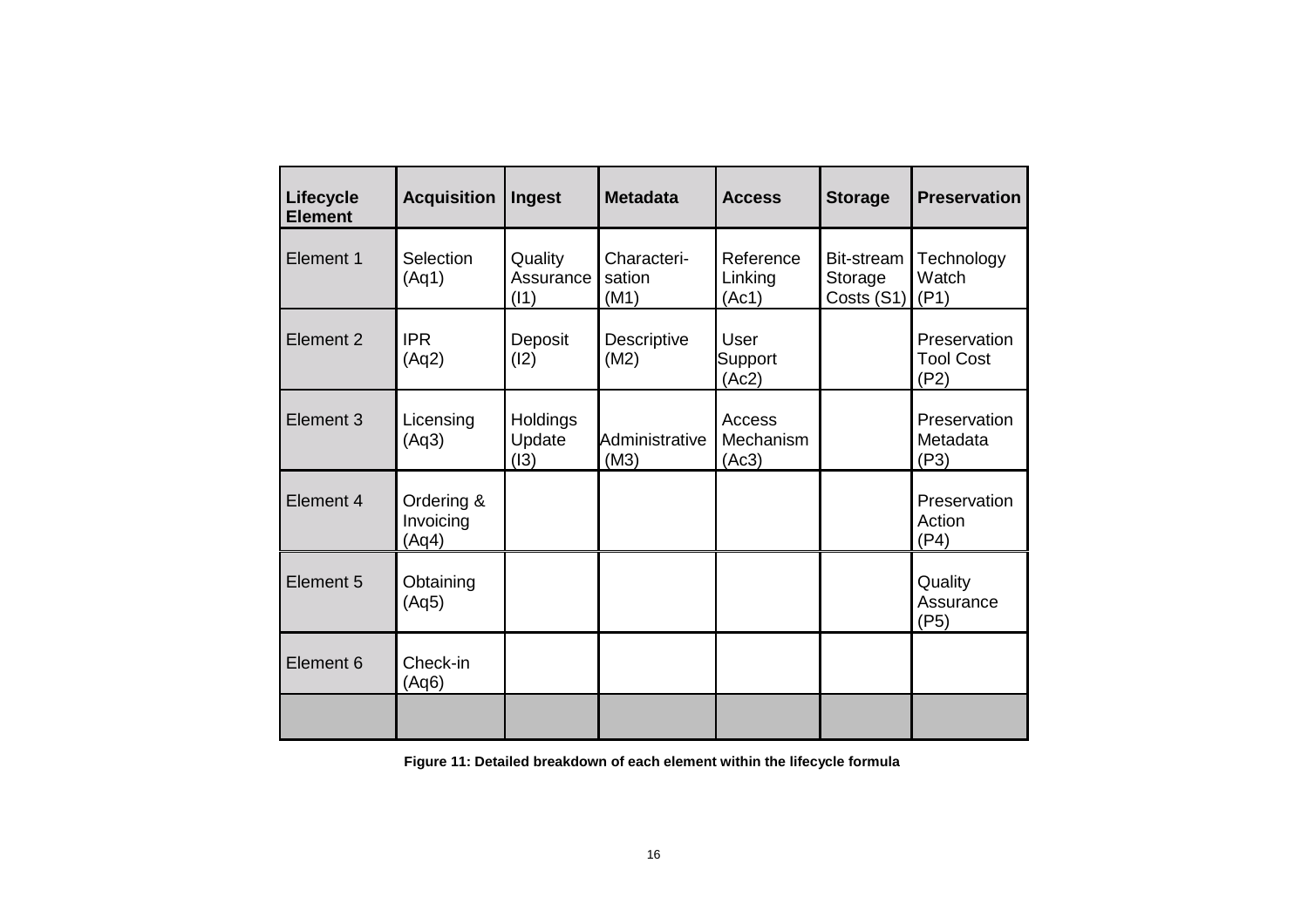| Lifecycle Element | Acquisition | Ingest | Metadata | Access | Storage | Preservation |
| --- | --- | --- | --- | --- | --- | --- |
| Element 1 | Selection (Aq1) | Quality Assurance (I1) | Characteri-sation (M1) | Reference Linking (Ac1) | Bit-stream Storage Costs (S1) | Technology Watch (P1) |
| Element 2 | IPR (Aq2) | Deposit (I2) | Descriptive (M2) | User Support (Ac2) | | Preservation Tool Cost (P2) |
| Element 3 | Licensing (Aq3) | Holdings Update (I3) | Administrative (M3) | Access Mechanism (Ac3) | | Preservation Metadata (P3) |
| Element 4 | Ordering & Invoicing (Aq4) | | | | | Preservation Action (P4) |
| Element 5 | Obtaining (Aq5) | | | | | Quality Assurance (P5) |
| Element 6 | Check-in (Aq6) | | | | | |
| | | | | | | |

**Figure 11: Detailed breakdown of each element within the lifecycle formula**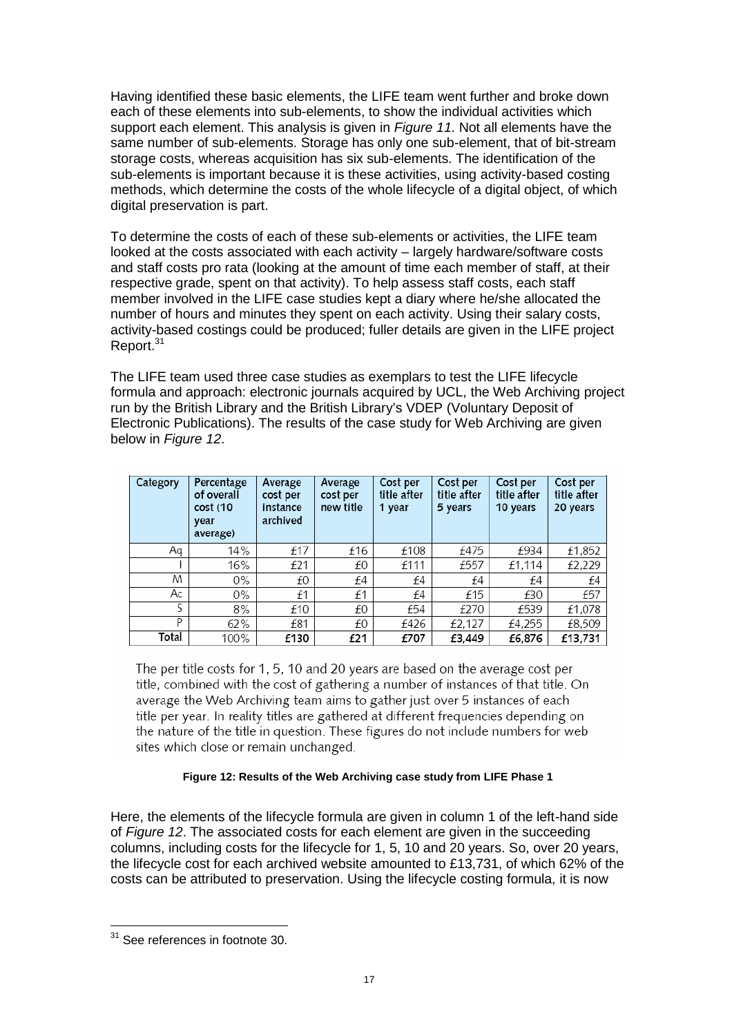Having identified these basic elements, the LIFE team went further and broke down each of these elements into sub-elements, to show the individual activities which support each element. This analysis is given in *Figure 11*. Not all elements have the same number of sub-elements. Storage has only one sub-element, that of bit-stream storage costs, whereas acquisition has six sub-elements. The identification of the sub-elements is important because it is these activities, using activity-based costing methods, which determine the costs of the whole lifecycle of a digital object, of which digital preservation is part.

To determine the costs of each of these sub-elements or activities, the LIFE team looked at the costs associated with each activity – largely hardware/software costs and staff costs pro rata (looking at the amount of time each member of staff, at their respective grade, spent on that activity). To help assess staff costs, each staff member involved in the LIFE case studies kept a diary where he/she allocated the number of hours and minutes they spent on each activity. Using their salary costs, activity-based costings could be produced; fuller details are given in the LIFE project Report.[31]

The LIFE team used three case studies as exemplars to test the LIFE lifecycle formula and approach: electronic journals acquired by UCL, the Web Archiving project run by the British Library and the British Library's VDEP (Voluntary Deposit of Electronic Publications). The results of the case study for Web Archiving are given below in *Figure 12*.

| Category | Percentage of overall cost (10 year average) | Average cost per instance archived | Average cost per new title | Cost per title after 1 year | Cost per title after 5 years | Cost per title after 10 years | Cost per title after 20 years |
|---|---|---|---|---|---|---|---|
| Aq | 14% | £17 | £16 | £108 | £475 | £934 | £1,852 |
| I | 16% | £21 | £0 | £111 | £557 | £1,114 | £2,229 |
| M | 0% | £0 | £4 | £4 | £4 | £4 | £4 |
| Ac | 0% | £1 | £1 | £4 | £15 | £30 | £57 |
| S | 8% | £10 | £0 | £54 | £270 | £539 | £1,078 |
| P | 62% | £81 | £0 | £426 | £2,127 | £4,255 | £8,509 |
| **Total** | 100% | **£130** | **£21** | **£707** | **£3,449** | **£6,876** | **£13,731** |

The per title costs for 1, 5, 10 and 20 years are based on the average cost per title, combined with the cost of gathering a number of instances of that title. On average the Web Archiving team aims to gather just over 5 instances of each title per year. In reality titles are gathered at different frequencies depending on the nature of the title in question. These figures do not include numbers for web sites which close or remain unchanged.

**Figure 12: Results of the Web Archiving case study from LIFE Phase 1**

Here, the elements of the lifecycle formula are given in column 1 of the left-hand side of *Figure 12*. The associated costs for each element are given in the succeeding columns, including costs for the lifecycle for 1, 5, 10 and 20 years. So, over 20 years, the lifecycle cost for each archived website amounted to £13,731, of which 62% of the costs can be attributed to preservation. Using the lifecycle costing formula, it is now

[31] See references in footnote 30.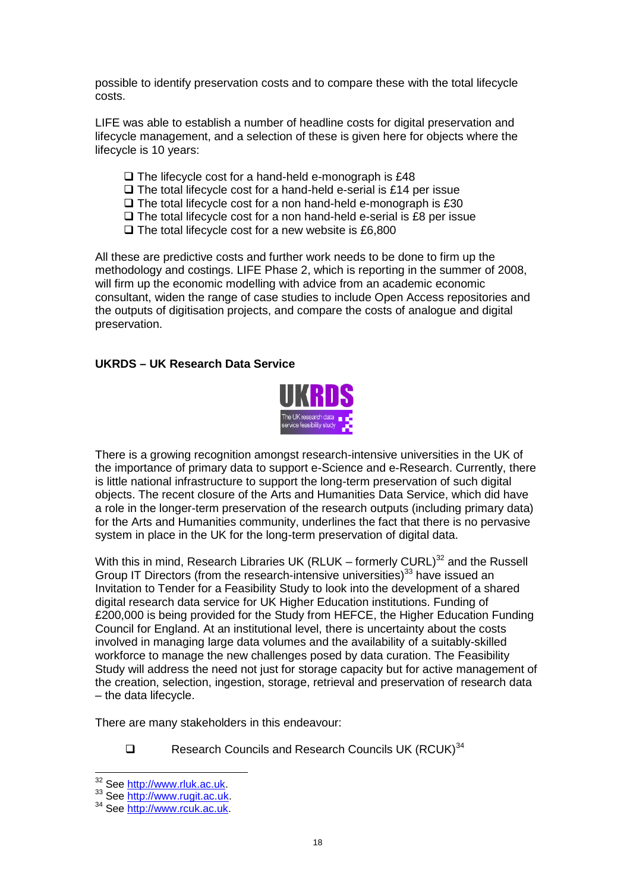possible to identify preservation costs and to compare these with the total lifecycle costs.

LIFE was able to establish a number of headline costs for digital preservation and lifecycle management, and a selection of these is given here for objects where the lifecycle is 10 years:

- The lifecycle cost for a hand-held e-monograph is £48
- The total lifecycle cost for a hand-held e-serial is £14 per issue
- The total lifecycle cost for a non hand-held e-monograph is £30
- The total lifecycle cost for a non hand-held e-serial is £8 per issue
- The total lifecycle cost for a new website is £6,800

All these are predictive costs and further work needs to be done to firm up the methodology and costings. LIFE Phase 2, which is reporting in the summer of 2008, will firm up the economic modelling with advice from an academic economic consultant, widen the range of case studies to include Open Access repositories and the outputs of digitisation projects, and compare the costs of analogue and digital preservation.

**UKRDS – UK Research Data Service**

There is a growing recognition amongst research-intensive universities in the UK of the importance of primary data to support e-Science and e-Research. Currently, there is little national infrastructure to support the long-term preservation of such digital objects. The recent closure of the Arts and Humanities Data Service, which did have a role in the longer-term preservation of the research outputs (including primary data) for the Arts and Humanities community, underlines the fact that there is no pervasive system in place in the UK for the long-term preservation of digital data.

With this in mind, Research Libraries UK (RLUK – formerly CURL)[32] and the Russell Group IT Directors (from the research-intensive universities)[33] have issued an Invitation to Tender for a Feasibility Study to look into the development of a shared digital research data service for UK Higher Education institutions. Funding of £200,000 is being provided for the Study from HEFCE, the Higher Education Funding Council for England. At an institutional level, there is uncertainty about the costs involved in managing large data volumes and the availability of a suitably-skilled workforce to manage the new challenges posed by data curation. The Feasibility Study will address the need not just for storage capacity but for active management of the creation, selection, ingestion, storage, retrieval and preservation of research data – the data lifecycle.

There are many stakeholders in this endeavour:

- Research Councils and Research Councils UK (RCUK)[34]

[32] See http://www.rluk.ac.uk.
[33] See http://www.rugit.ac.uk.
[34] See http://www.rcuk.ac.uk.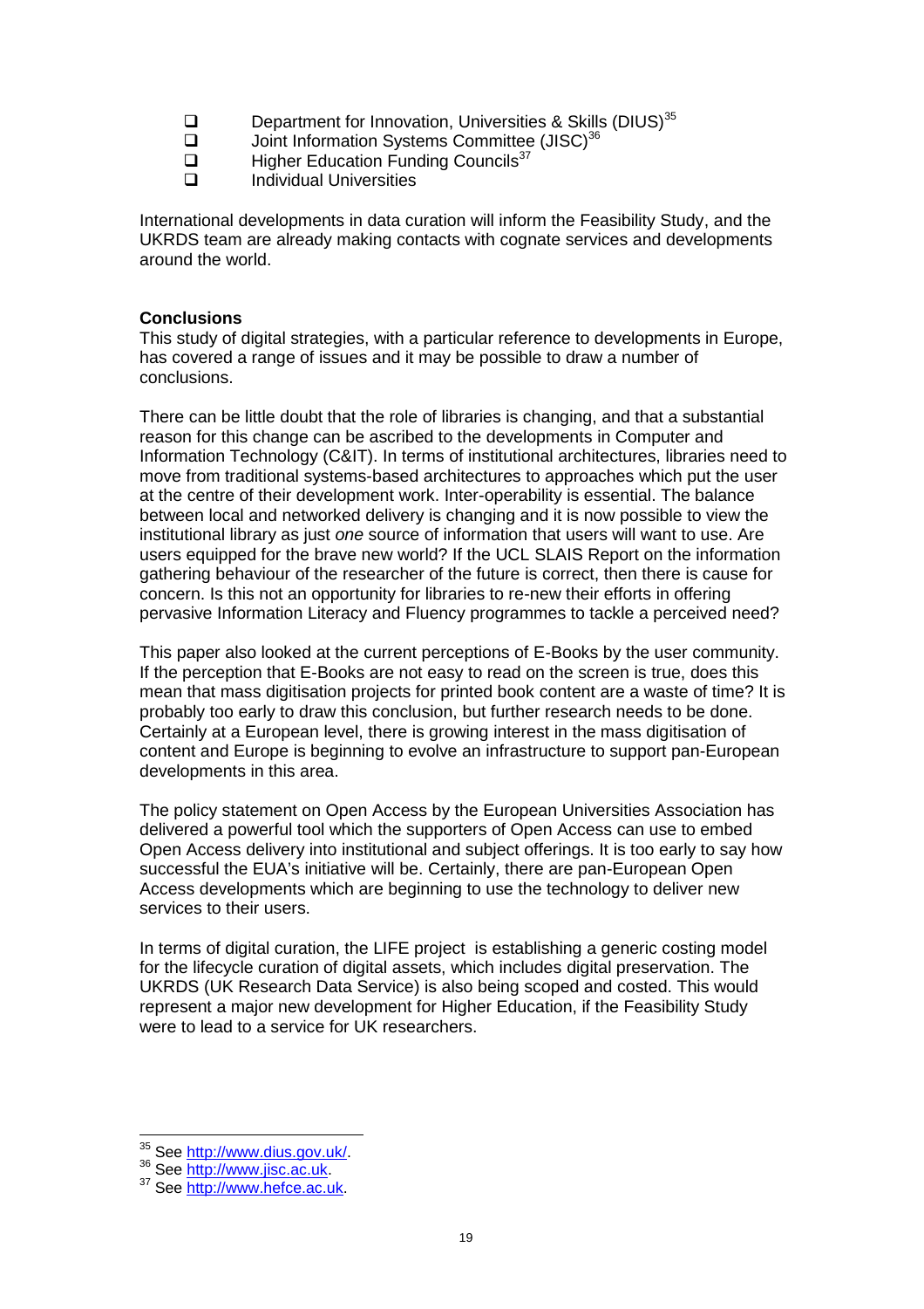- Department for Innovation, Universities & Skills (DIUS)[35]
- Joint Information Systems Committee (JISC)[36]
- Higher Education Funding Councils[37]
- Individual Universities

International developments in data curation will inform the Feasibility Study, and the UKRDS team are already making contacts with cognate services and developments around the world.

**Conclusions**

This study of digital strategies, with a particular reference to developments in Europe, has covered a range of issues and it may be possible to draw a number of conclusions.

There can be little doubt that the role of libraries is changing, and that a substantial reason for this change can be ascribed to the developments in Computer and Information Technology (C&IT). In terms of institutional architectures, libraries need to move from traditional systems-based architectures to approaches which put the user at the centre of their development work. Inter-operability is essential. The balance between local and networked delivery is changing and it is now possible to view the institutional library as just *one* source of information that users will want to use. Are users equipped for the brave new world? If the UCL SLAIS Report on the information gathering behaviour of the researcher of the future is correct, then there is cause for concern. Is this not an opportunity for libraries to re-new their efforts in offering pervasive Information Literacy and Fluency programmes to tackle a perceived need?

This paper also looked at the current perceptions of E-Books by the user community. If the perception that E-Books are not easy to read on the screen is true, does this mean that mass digitisation projects for printed book content are a waste of time? It is probably too early to draw this conclusion, but further research needs to be done. Certainly at a European level, there is growing interest in the mass digitisation of content and Europe is beginning to evolve an infrastructure to support pan-European developments in this area.

The policy statement on Open Access by the European Universities Association has delivered a powerful tool which the supporters of Open Access can use to embed Open Access delivery into institutional and subject offerings. It is too early to say how successful the EUA's initiative will be. Certainly, there are pan-European Open Access developments which are beginning to use the technology to deliver new services to their users.

In terms of digital curation, the LIFE project is establishing a generic costing model for the lifecycle curation of digital assets, which includes digital preservation. The UKRDS (UK Research Data Service) is also being scoped and costed. This would represent a major new development for Higher Education, if the Feasibility Study were to lead to a service for UK researchers.

---

[35] See http://www.dius.gov.uk/.

[36] See http://www.jisc.ac.uk.

[37] See http://www.hefce.ac.uk.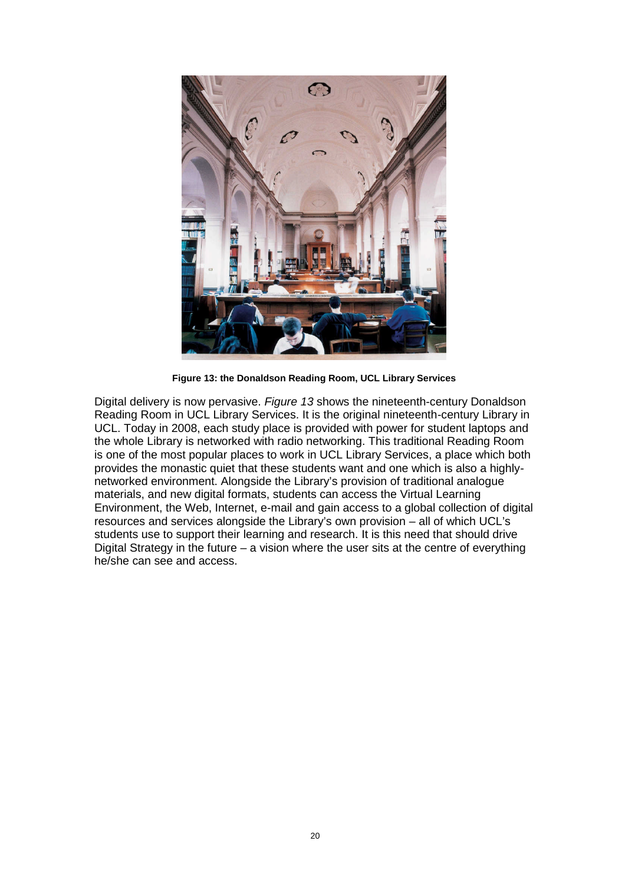**Figure 13: the Donaldson Reading Room, UCL Library Services**

Digital delivery is now pervasive. *Figure 13* shows the nineteenth-century Donaldson Reading Room in UCL Library Services. It is the original nineteenth-century Library in UCL. Today in 2008, each study place is provided with power for student laptops and the whole Library is networked with radio networking. This traditional Reading Room is one of the most popular places to work in UCL Library Services, a place which both provides the monastic quiet that these students want and one which is also a highly-networked environment. Alongside the Library's provision of traditional analogue materials, and new digital formats, students can access the Virtual Learning Environment, the Web, Internet, e-mail and gain access to a global collection of digital resources and services alongside the Library's own provision – all of which UCL's students use to support their learning and research. It is this need that should drive Digital Strategy in the future – a vision where the user sits at the centre of everything he/she can see and access.